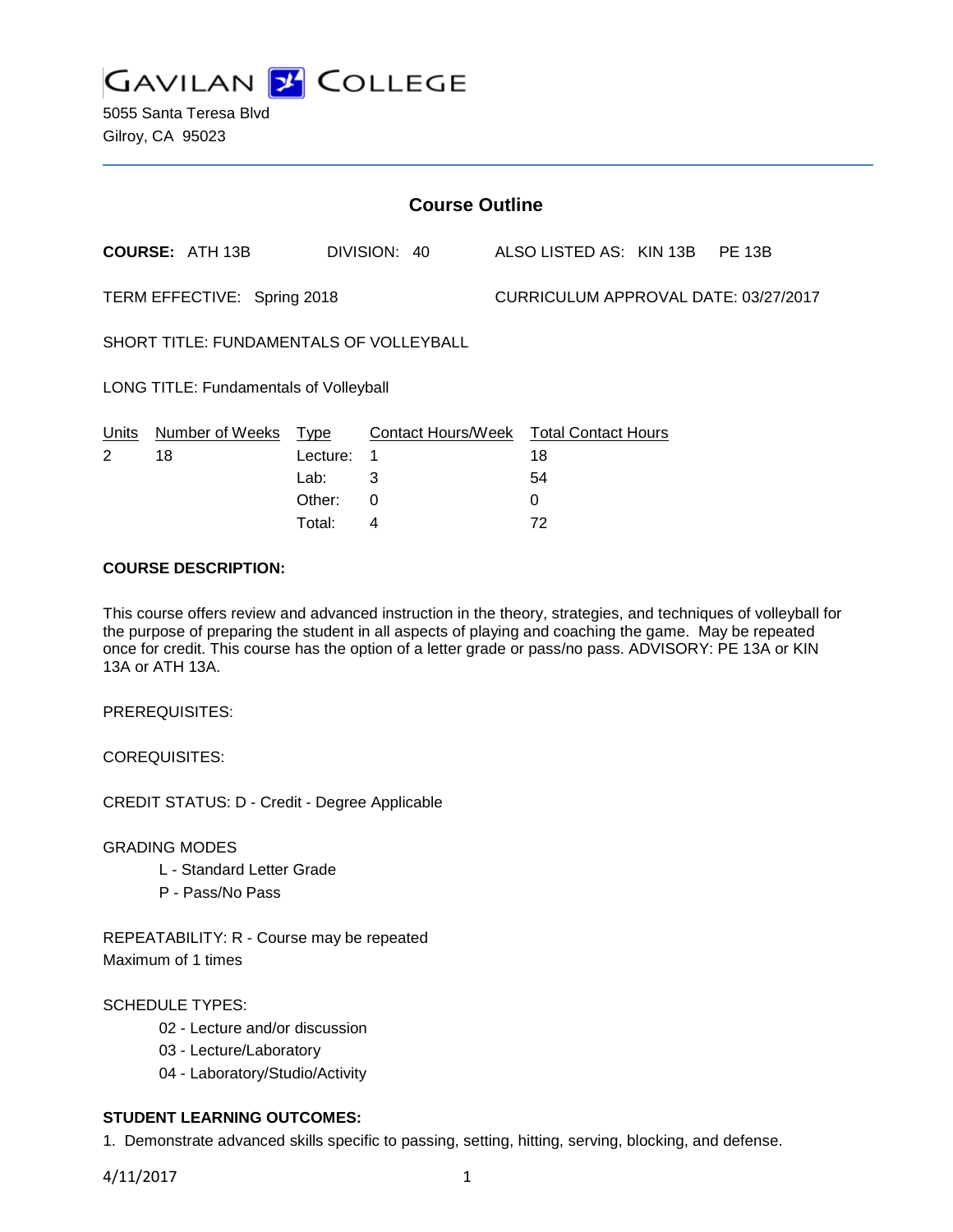# GAVILAN COLLEGE

5055 Santa Teresa Blvd
Gilroy, CA 95023

## Course Outline

**COURSE:** ATH 13B DIVISION: 40 ALSO LISTED AS: KIN 13B PE 13B

TERM EFFECTIVE: Spring 2018 CURRICULUM APPROVAL DATE: 03/27/2017

SHORT TITLE: FUNDAMENTALS OF VOLLEYBALL

LONG TITLE: Fundamentals of Volleyball

| Units | Number of Weeks | Type | Contact Hours/Week | Total Contact Hours |
|---|---|---|---|---|
| 2 | 18 | Lecture: | 1 | 18 |
| | | Lab: | 3 | 54 |
| | | Other: | 0 | 0 |
| | | Total: | 4 | 72 |

**COURSE DESCRIPTION:**

This course offers review and advanced instruction in the theory, strategies, and techniques of volleyball for the purpose of preparing the student in all aspects of playing and coaching the game. May be repeated once for credit. This course has the option of a letter grade or pass/no pass. ADVISORY: PE 13A or KIN 13A or ATH 13A.

PREREQUISITES:

COREQUISITES:

CREDIT STATUS: D - Credit - Degree Applicable

GRADING MODES

- L - Standard Letter Grade
- P - Pass/No Pass

REPEATABILITY: R - Course may be repeated
Maximum of 1 times

SCHEDULE TYPES:

- 02 - Lecture and/or discussion
- 03 - Lecture/Laboratory
- 04 - Laboratory/Studio/Activity

**STUDENT LEARNING OUTCOMES:**

1. Demonstrate advanced skills specific to passing, setting, hitting, serving, blocking, and defense.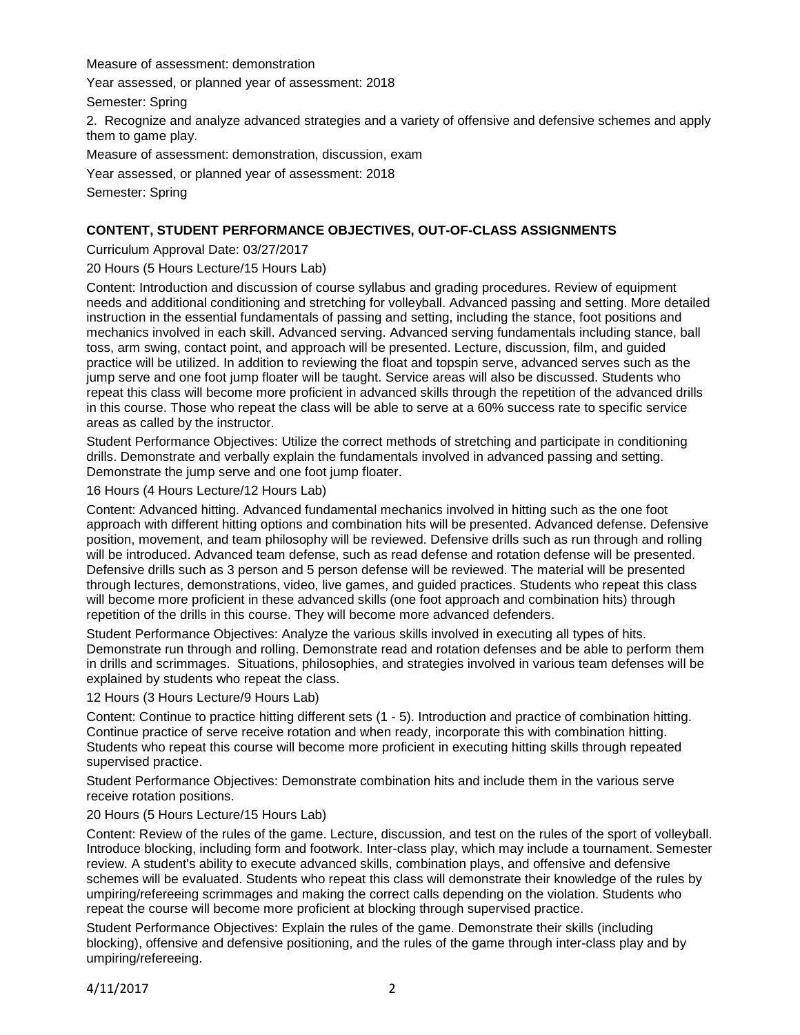Measure of assessment: demonstration

Year assessed, or planned year of assessment: 2018

Semester: Spring

2. Recognize and analyze advanced strategies and a variety of offensive and defensive schemes and apply them to game play.

Measure of assessment: demonstration, discussion, exam

Year assessed, or planned year of assessment: 2018

Semester: Spring

## CONTENT, STUDENT PERFORMANCE OBJECTIVES, OUT-OF-CLASS ASSIGNMENTS

Curriculum Approval Date: 03/27/2017

20 Hours (5 Hours Lecture/15 Hours Lab)

Content: Introduction and discussion of course syllabus and grading procedures. Review of equipment needs and additional conditioning and stretching for volleyball. Advanced passing and setting. More detailed instruction in the essential fundamentals of passing and setting, including the stance, foot positions and mechanics involved in each skill. Advanced serving. Advanced serving fundamentals including stance, ball toss, arm swing, contact point, and approach will be presented. Lecture, discussion, film, and guided practice will be utilized. In addition to reviewing the float and topspin serve, advanced serves such as the jump serve and one foot jump floater will be taught. Service areas will also be discussed. Students who repeat this class will become more proficient in advanced skills through the repetition of the advanced drills in this course. Those who repeat the class will be able to serve at a 60% success rate to specific service areas as called by the instructor.

Student Performance Objectives: Utilize the correct methods of stretching and participate in conditioning drills. Demonstrate and verbally explain the fundamentals involved in advanced passing and setting. Demonstrate the jump serve and one foot jump floater.

16 Hours (4 Hours Lecture/12 Hours Lab)

Content: Advanced hitting. Advanced fundamental mechanics involved in hitting such as the one foot approach with different hitting options and combination hits will be presented. Advanced defense. Defensive position, movement, and team philosophy will be reviewed. Defensive drills such as run through and rolling will be introduced. Advanced team defense, such as read defense and rotation defense will be presented. Defensive drills such as 3 person and 5 person defense will be reviewed. The material will be presented through lectures, demonstrations, video, live games, and guided practices. Students who repeat this class will become more proficient in these advanced skills (one foot approach and combination hits) through repetition of the drills in this course. They will become more advanced defenders.

Student Performance Objectives: Analyze the various skills involved in executing all types of hits. Demonstrate run through and rolling. Demonstrate read and rotation defenses and be able to perform them in drills and scrimmages. Situations, philosophies, and strategies involved in various team defenses will be explained by students who repeat the class.

12 Hours (3 Hours Lecture/9 Hours Lab)

Content: Continue to practice hitting different sets (1 - 5). Introduction and practice of combination hitting. Continue practice of serve receive rotation and when ready, incorporate this with combination hitting. Students who repeat this course will become more proficient in executing hitting skills through repeated supervised practice.

Student Performance Objectives: Demonstrate combination hits and include them in the various serve receive rotation positions.

20 Hours (5 Hours Lecture/15 Hours Lab)

Content: Review of the rules of the game. Lecture, discussion, and test on the rules of the sport of volleyball. Introduce blocking, including form and footwork. Inter-class play, which may include a tournament. Semester review. A student's ability to execute advanced skills, combination plays, and offensive and defensive schemes will be evaluated. Students who repeat this class will demonstrate their knowledge of the rules by umpiring/refereeing scrimmages and making the correct calls depending on the violation. Students who repeat the course will become more proficient at blocking through supervised practice.

Student Performance Objectives: Explain the rules of the game. Demonstrate their skills (including blocking), offensive and defensive positioning, and the rules of the game through inter-class play and by umpiring/refereeing.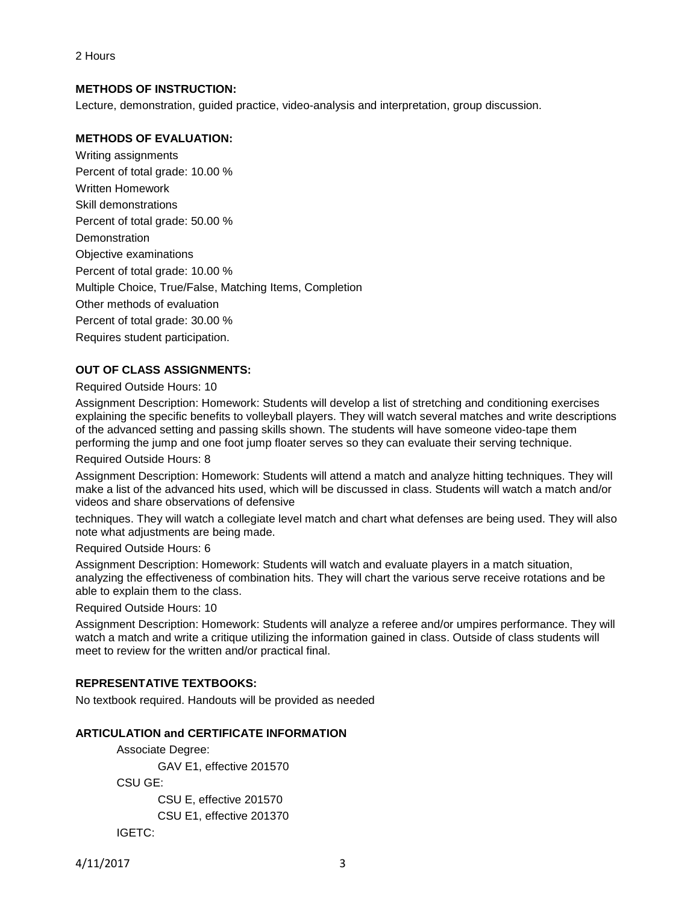2 Hours

**METHODS OF INSTRUCTION:**

Lecture, demonstration, guided practice, video-analysis and interpretation, group discussion.

**METHODS OF EVALUATION:**

Writing assignments

Percent of total grade: 10.00 %

Written Homework

Skill demonstrations

Percent of total grade: 50.00 %

Demonstration

Objective examinations

Percent of total grade: 10.00 %

Multiple Choice, True/False, Matching Items, Completion

Other methods of evaluation

Percent of total grade: 30.00 %

Requires student participation.

**OUT OF CLASS ASSIGNMENTS:**

Required Outside Hours: 10

Assignment Description: Homework: Students will develop a list of stretching and conditioning exercises explaining the specific benefits to volleyball players. They will watch several matches and write descriptions of the advanced setting and passing skills shown. The students will have someone video-tape them performing the jump and one foot jump floater serves so they can evaluate their serving technique.

Required Outside Hours: 8

Assignment Description: Homework: Students will attend a match and analyze hitting techniques. They will make a list of the advanced hits used, which will be discussed in class. Students will watch a match and/or videos and share observations of defensive

techniques. They will watch a collegiate level match and chart what defenses are being used. They will also note what adjustments are being made.

Required Outside Hours: 6

Assignment Description: Homework: Students will watch and evaluate players in a match situation, analyzing the effectiveness of combination hits. They will chart the various serve receive rotations and be able to explain them to the class.

Required Outside Hours: 10

Assignment Description: Homework: Students will analyze a referee and/or umpires performance. They will watch a match and write a critique utilizing the information gained in class. Outside of class students will meet to review for the written and/or practical final.

**REPRESENTATIVE TEXTBOOKS:**

No textbook required. Handouts will be provided as needed

**ARTICULATION and CERTIFICATE INFORMATION**

Associate Degree:

- GAV E1, effective 201570

CSU GE:

- CSU E, effective 201570
- CSU E1, effective 201370

IGETC: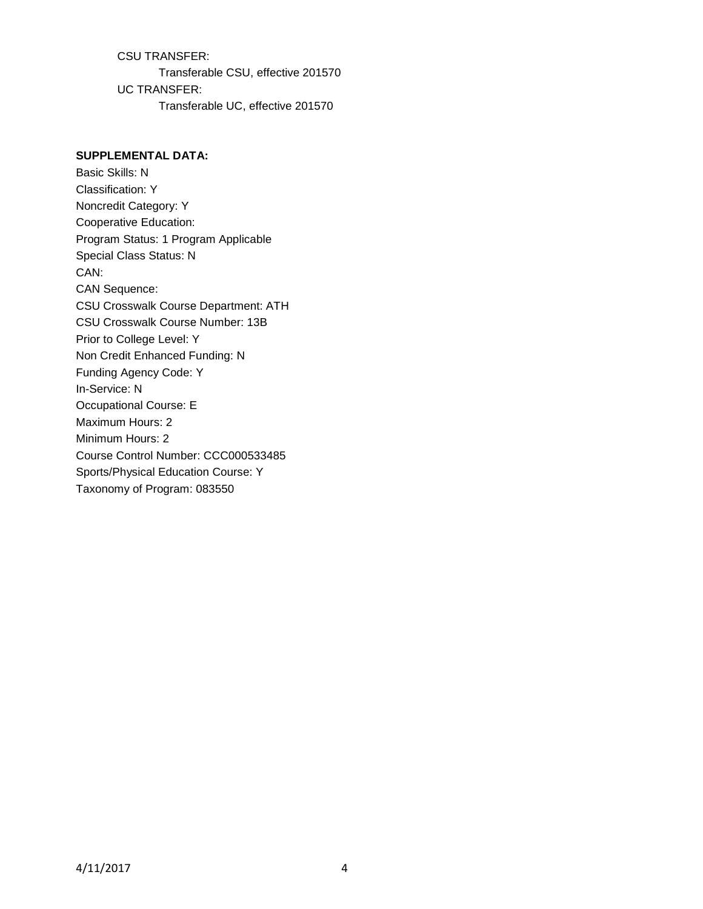CSU TRANSFER:

Transferable CSU, effective 201570

UC TRANSFER:

Transferable UC, effective 201570

**SUPPLEMENTAL DATA:**

Basic Skills: N
Classification: Y
Noncredit Category: Y
Cooperative Education:
Program Status: 1 Program Applicable
Special Class Status: N
CAN:
CAN Sequence:
CSU Crosswalk Course Department: ATH
CSU Crosswalk Course Number: 13B
Prior to College Level: Y
Non Credit Enhanced Funding: N
Funding Agency Code: Y
In-Service: N
Occupational Course: E
Maximum Hours: 2
Minimum Hours: 2
Course Control Number: CCC000533485
Sports/Physical Education Course: Y
Taxonomy of Program: 083550